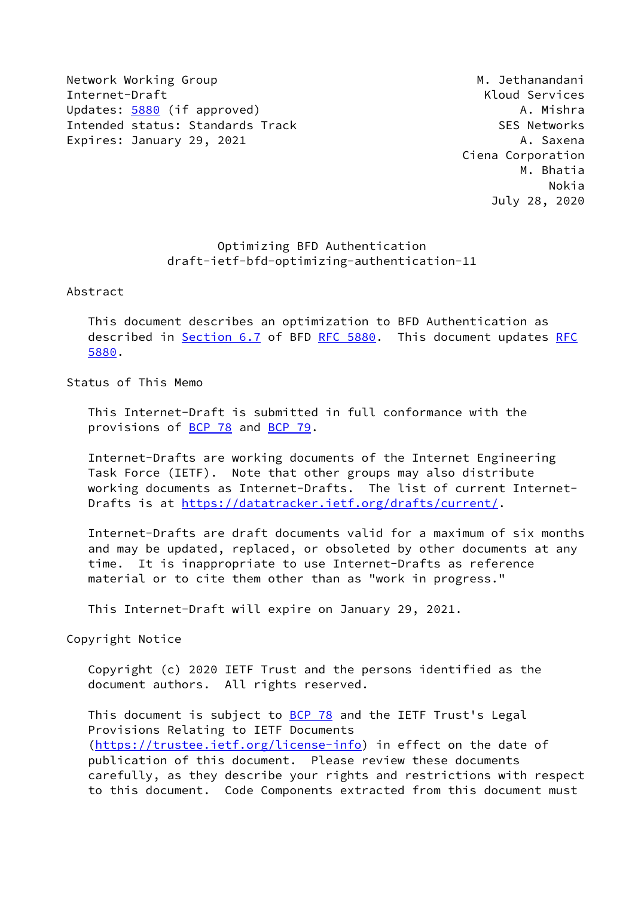Network Working Group M. Jethanandani
Internet-Draft Kloud Services
Updates: 5880 (if approved) A. Mishra
Intended status: Standards Track SES Networks
Expires: January 29, 2021 A. Saxena
Ciena Corporation
M. Bhatia
Nokia
July 28, 2020

# Optimizing BFD Authentication
## draft-ietf-bfd-optimizing-authentication-11

## Abstract

This document describes an optimization to BFD Authentication as described in Section 6.7 of BFD RFC 5880. This document updates RFC 5880.

## Status of This Memo

This Internet-Draft is submitted in full conformance with the provisions of BCP 78 and BCP 79.

Internet-Drafts are working documents of the Internet Engineering Task Force (IETF). Note that other groups may also distribute working documents as Internet-Drafts. The list of current Internet-Drafts is at https://datatracker.ietf.org/drafts/current/.

Internet-Drafts are draft documents valid for a maximum of six months and may be updated, replaced, or obsoleted by other documents at any time. It is inappropriate to use Internet-Drafts as reference material or to cite them other than as "work in progress."

This Internet-Draft will expire on January 29, 2021.

## Copyright Notice

Copyright (c) 2020 IETF Trust and the persons identified as the document authors. All rights reserved.

This document is subject to BCP 78 and the IETF Trust's Legal Provisions Relating to IETF Documents (https://trustee.ietf.org/license-info) in effect on the date of publication of this document. Please review these documents carefully, as they describe your rights and restrictions with respect to this document. Code Components extracted from this document must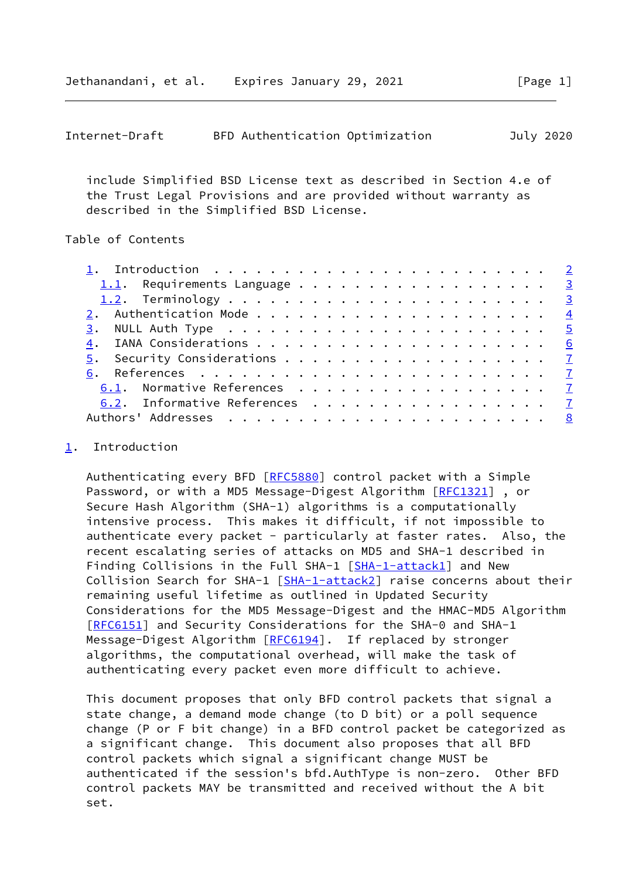include Simplified BSD License text as described in Section 4.e of the Trust Legal Provisions and are provided without warranty as described in the Simplified BSD License.

Table of Contents

- 1. Introduction . . . . . . . . . . . . . . . . . . . . . . . . 2
  - 1.1. Requirements Language . . . . . . . . . . . . . . . . . . 3
  - 1.2. Terminology . . . . . . . . . . . . . . . . . . . . . . . 3
- 2. Authentication Mode . . . . . . . . . . . . . . . . . . . . . 4
- 3. NULL Auth Type . . . . . . . . . . . . . . . . . . . . . . . 5
- 4. IANA Considerations . . . . . . . . . . . . . . . . . . . . . 6
- 5. Security Considerations . . . . . . . . . . . . . . . . . . . 7
- 6. References . . . . . . . . . . . . . . . . . . . . . . . . . 7
  - 6.1. Normative References . . . . . . . . . . . . . . . . . . 7
  - 6.2. Informative References . . . . . . . . . . . . . . . . . 7
- Authors' Addresses . . . . . . . . . . . . . . . . . . . . . . . 8

## 1. Introduction

Authenticating every BFD [RFC5880] control packet with a Simple Password, or with a MD5 Message-Digest Algorithm [RFC1321] , or Secure Hash Algorithm (SHA-1) algorithms is a computationally intensive process. This makes it difficult, if not impossible to authenticate every packet - particularly at faster rates. Also, the recent escalating series of attacks on MD5 and SHA-1 described in Finding Collisions in the Full SHA-1 [SHA-1-attack1] and New Collision Search for SHA-1 [SHA-1-attack2] raise concerns about their remaining useful lifetime as outlined in Updated Security Considerations for the MD5 Message-Digest and the HMAC-MD5 Algorithm [RFC6151] and Security Considerations for the SHA-0 and SHA-1 Message-Digest Algorithm [RFC6194]. If replaced by stronger algorithms, the computational overhead, will make the task of authenticating every packet even more difficult to achieve.

This document proposes that only BFD control packets that signal a state change, a demand mode change (to D bit) or a poll sequence change (P or F bit change) in a BFD control packet be categorized as a significant change. This document also proposes that all BFD control packets which signal a significant change MUST be authenticated if the session's bfd.AuthType is non-zero. Other BFD control packets MAY be transmitted and received without the A bit set.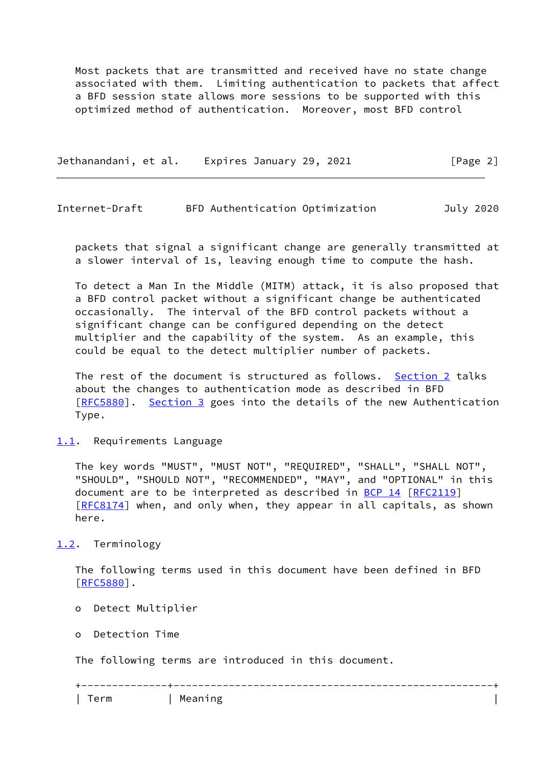Most packets that are transmitted and received have no state change associated with them. Limiting authentication to packets that affect a BFD session state allows more sessions to be supported with this optimized method of authentication. Moreover, most BFD control packets that signal a significant change are generally transmitted at a slower interval of 1s, leaving enough time to compute the hash.

To detect a Man In the Middle (MITM) attack, it is also proposed that a BFD control packet without a significant change be authenticated occasionally. The interval of the BFD control packets without a significant change can be configured depending on the detect multiplier and the capability of the system. As an example, this could be equal to the detect multiplier number of packets.

The rest of the document is structured as follows. Section 2 talks about the changes to authentication mode as described in BFD [RFC5880]. Section 3 goes into the details of the new Authentication Type.

### 1.1. Requirements Language

The key words "MUST", "MUST NOT", "REQUIRED", "SHALL", "SHALL NOT", "SHOULD", "SHOULD NOT", "RECOMMENDED", "MAY", and "OPTIONAL" in this document are to be interpreted as described in BCP 14 [RFC2119] [RFC8174] when, and only when, they appear in all capitals, as shown here.

### 1.2. Terminology

The following terms used in this document have been defined in BFD [RFC5880].

- Detect Multiplier
- Detection Time

The following terms are introduced in this document.

| Term | Meaning |
|---|---|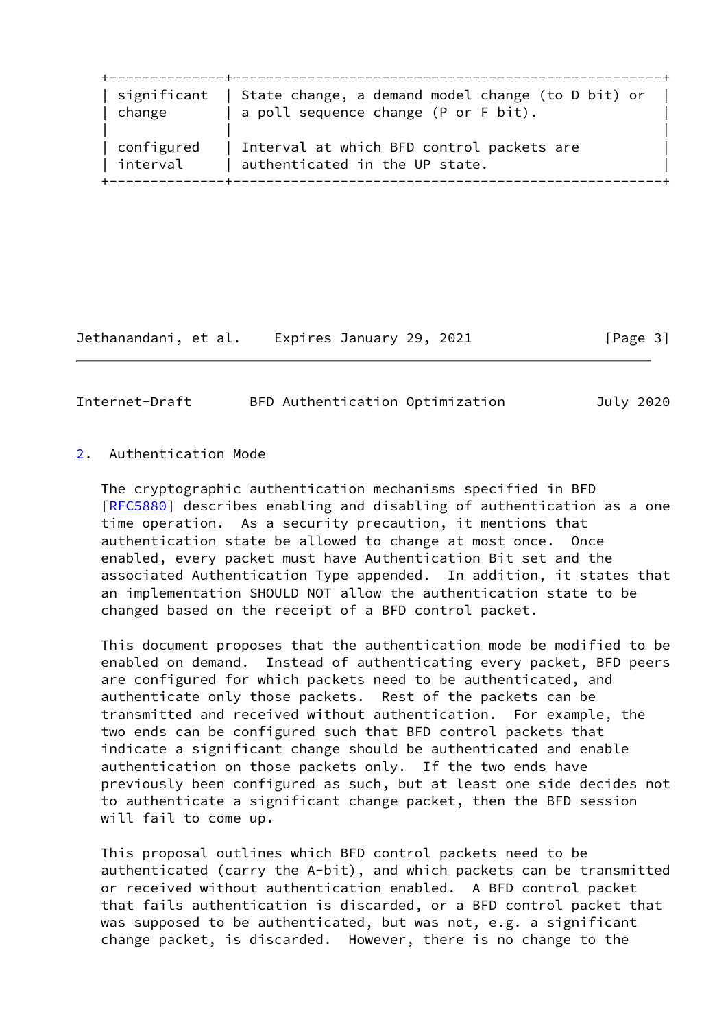| | |
|---|---|
| significant change | State change, a demand model change (to D bit) or a poll sequence change (P or F bit). |
| configured interval | Interval at which BFD control packets are authenticated in the UP state. |

## 2. Authentication Mode

The cryptographic authentication mechanisms specified in BFD [RFC5880] describes enabling and disabling of authentication as a one time operation. As a security precaution, it mentions that authentication state be allowed to change at most once. Once enabled, every packet must have Authentication Bit set and the associated Authentication Type appended. In addition, it states that an implementation SHOULD NOT allow the authentication state to be changed based on the receipt of a BFD control packet.

This document proposes that the authentication mode be modified to be enabled on demand. Instead of authenticating every packet, BFD peers are configured for which packets need to be authenticated, and authenticate only those packets. Rest of the packets can be transmitted and received without authentication. For example, the two ends can be configured such that BFD control packets that indicate a significant change should be authenticated and enable authentication on those packets only. If the two ends have previously been configured as such, but at least one side decides not to authenticate a significant change packet, then the BFD session will fail to come up.

This proposal outlines which BFD control packets need to be authenticated (carry the A-bit), and which packets can be transmitted or received without authentication enabled. A BFD control packet that fails authentication is discarded, or a BFD control packet that was supposed to be authenticated, but was not, e.g. a significant change packet, is discarded. However, there is no change to the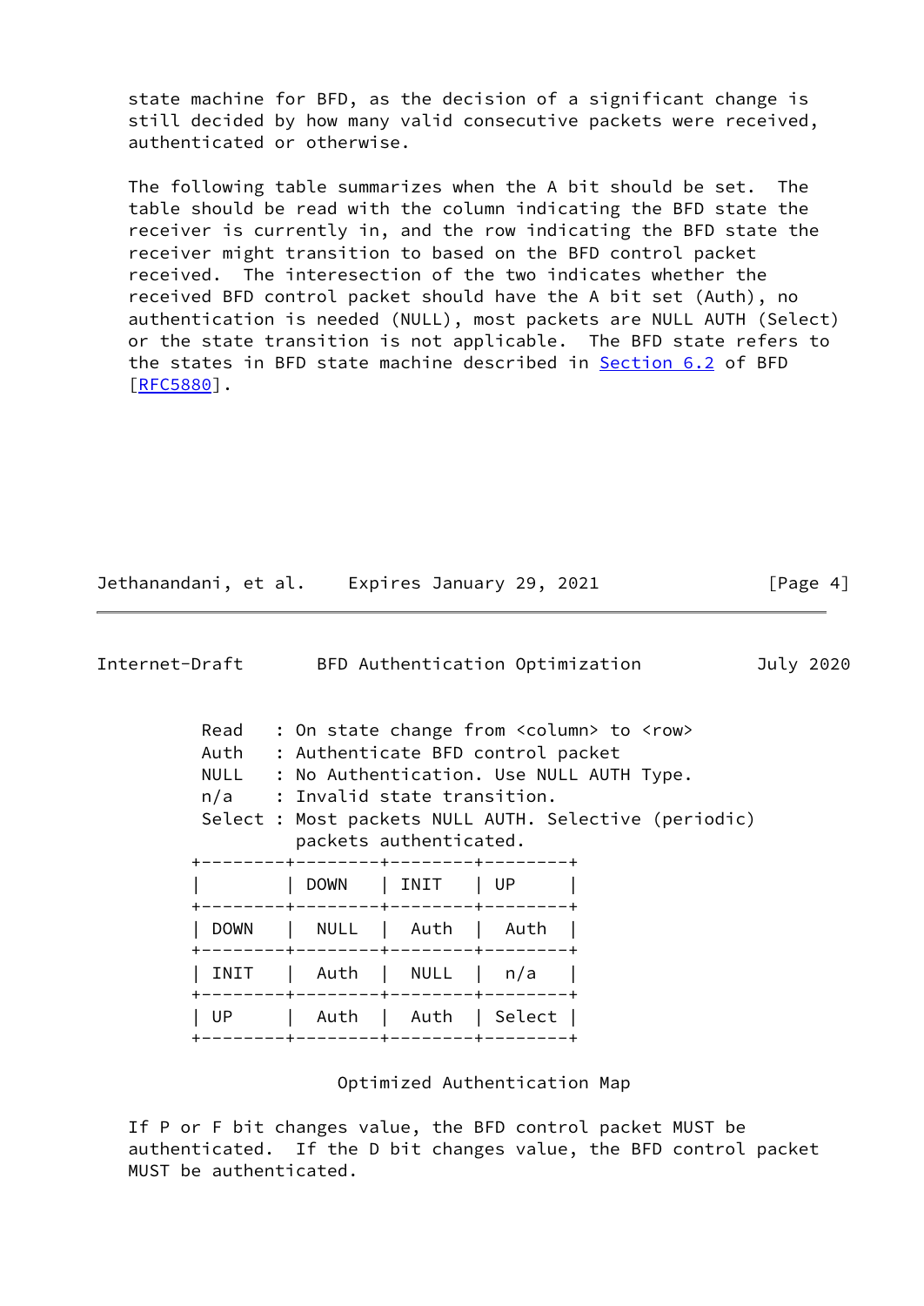state machine for BFD, as the decision of a significant change is still decided by how many valid consecutive packets were received, authenticated or otherwise.

The following table summarizes when the A bit should be set. The table should be read with the column indicating the BFD state the receiver is currently in, and the row indicating the BFD state the receiver might transition to based on the BFD control packet received. The interesection of the two indicates whether the received BFD control packet should have the A bit set (Auth), no authentication is needed (NULL), most packets are NULL AUTH (Select) or the state transition is not applicable. The BFD state refers to the states in BFD state machine described in Section 6.2 of BFD [RFC5880].

```
Read   : On state change from <column> to <row>
Auth   : Authenticate BFD control packet
NULL   : No Authentication. Use NULL AUTH Type.
n/a    : Invalid state transition.
Select : Most packets NULL AUTH. Selective (periodic)
         packets authenticated.
```

| | DOWN | INIT | UP |
|---|---|---|---|
| DOWN | NULL | Auth | Auth |
| INIT | Auth | NULL | n/a |
| UP | Auth | Auth | Select |

Optimized Authentication Map

If P or F bit changes value, the BFD control packet MUST be authenticated. If the D bit changes value, the BFD control packet MUST be authenticated.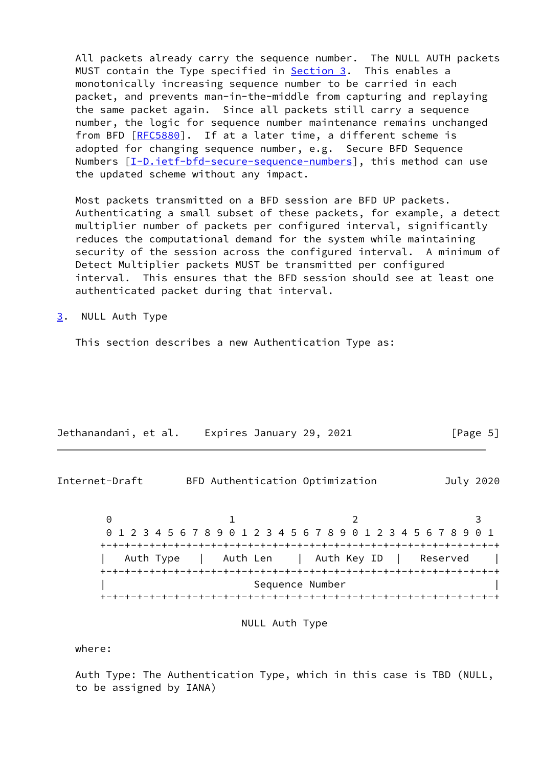All packets already carry the sequence number. The NULL AUTH packets MUST contain the Type specified in Section 3. This enables a monotonically increasing sequence number to be carried in each packet, and prevents man-in-the-middle from capturing and replaying the same packet again. Since all packets still carry a sequence number, the logic for sequence number maintenance remains unchanged from BFD [RFC5880]. If at a later time, a different scheme is adopted for changing sequence number, e.g. Secure BFD Sequence Numbers [I-D.ietf-bfd-secure-sequence-numbers], this method can use the updated scheme without any impact.

Most packets transmitted on a BFD session are BFD UP packets. Authenticating a small subset of these packets, for example, a detect multiplier number of packets per configured interval, significantly reduces the computational demand for the system while maintaining security of the session across the configured interval. A minimum of Detect Multiplier packets MUST be transmitted per configured interval. This ensures that the BFD session should see at least one authenticated packet during that interval.

## 3. NULL Auth Type

This section describes a new Authentication Type as:

```
 0                   1                   2                   3
 0 1 2 3 4 5 6 7 8 9 0 1 2 3 4 5 6 7 8 9 0 1 2 3 4 5 6 7 8 9 0 1
+-+-+-+-+-+-+-+-+-+-+-+-+-+-+-+-+-+-+-+-+-+-+-+-+-+-+-+-+-+-+-+-+
|   Auth Type   |   Auth Len    |  Auth Key ID  |   Reserved    |
+-+-+-+-+-+-+-+-+-+-+-+-+-+-+-+-+-+-+-+-+-+-+-+-+-+-+-+-+-+-+-+-+
|                        Sequence Number                        |
+-+-+-+-+-+-+-+-+-+-+-+-+-+-+-+-+-+-+-+-+-+-+-+-+-+-+-+-+-+-+-+-+
```

NULL Auth Type

where:

Auth Type: The Authentication Type, which in this case is TBD (NULL, to be assigned by IANA)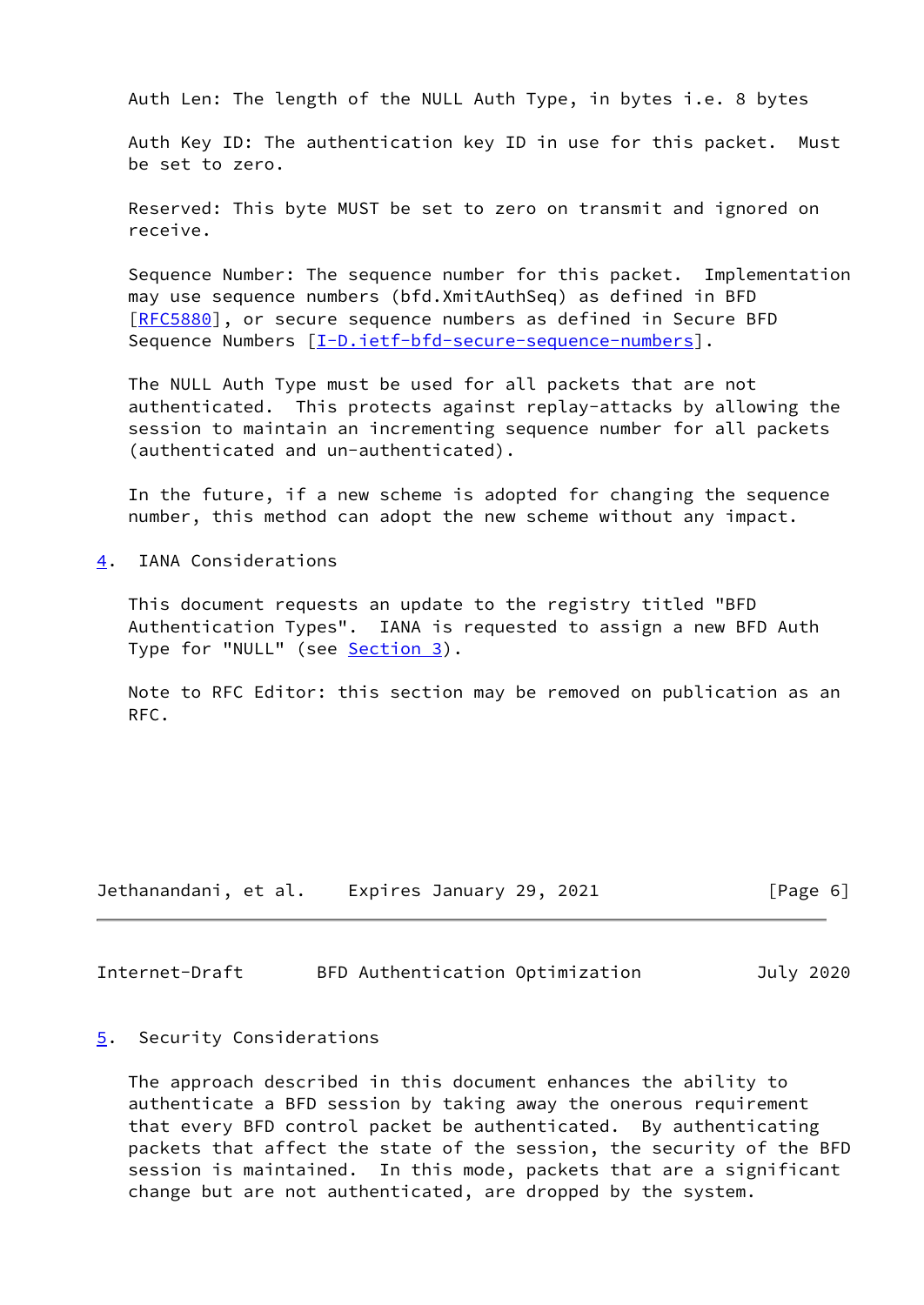Auth Len: The length of the NULL Auth Type, in bytes i.e. 8 bytes

Auth Key ID: The authentication key ID in use for this packet. Must be set to zero.

Reserved: This byte MUST be set to zero on transmit and ignored on receive.

Sequence Number: The sequence number for this packet. Implementation may use sequence numbers (bfd.XmitAuthSeq) as defined in BFD [RFC5880], or secure sequence numbers as defined in Secure BFD Sequence Numbers [I-D.ietf-bfd-secure-sequence-numbers].

The NULL Auth Type must be used for all packets that are not authenticated. This protects against replay-attacks by allowing the session to maintain an incrementing sequence number for all packets (authenticated and un-authenticated).

In the future, if a new scheme is adopted for changing the sequence number, this method can adopt the new scheme without any impact.

## 4. IANA Considerations

This document requests an update to the registry titled "BFD Authentication Types". IANA is requested to assign a new BFD Auth Type for "NULL" (see Section 3).

Note to RFC Editor: this section may be removed on publication as an RFC.

## 5. Security Considerations

The approach described in this document enhances the ability to authenticate a BFD session by taking away the onerous requirement that every BFD control packet be authenticated. By authenticating packets that affect the state of the session, the security of the BFD session is maintained. In this mode, packets that are a significant change but are not authenticated, are dropped by the system.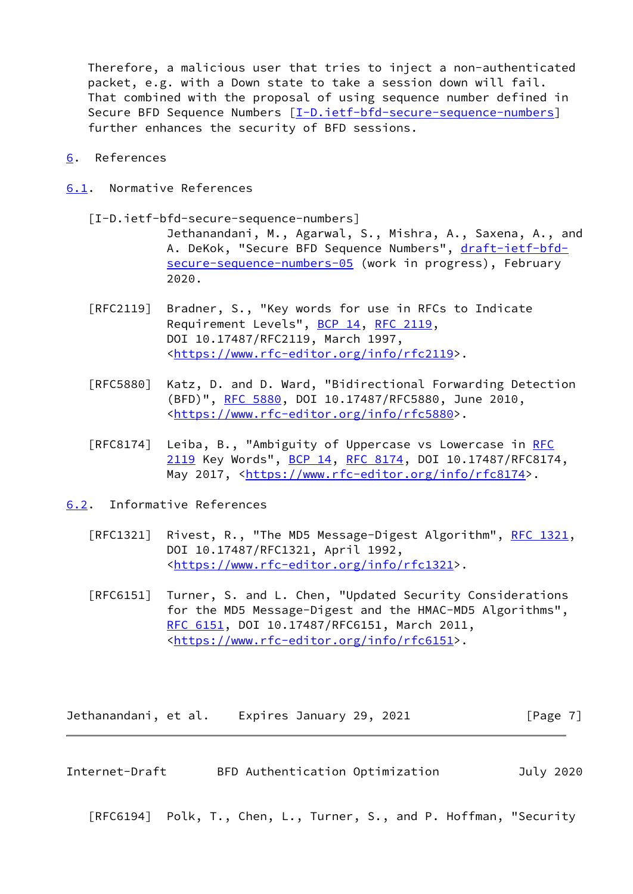Therefore, a malicious user that tries to inject a non-authenticated packet, e.g. with a Down state to take a session down will fail. That combined with the proposal of using sequence number defined in Secure BFD Sequence Numbers [I-D.ietf-bfd-secure-sequence-numbers] further enhances the security of BFD sessions.

# 6. References

## 6.1. Normative References

[I-D.ietf-bfd-secure-sequence-numbers]
Jethanandani, M., Agarwal, S., Mishra, A., Saxena, A., and A. DeKok, "Secure BFD Sequence Numbers", draft-ietf-bfd-secure-sequence-numbers-05 (work in progress), February 2020.

[RFC2119] Bradner, S., "Key words for use in RFCs to Indicate Requirement Levels", BCP 14, RFC 2119, DOI 10.17487/RFC2119, March 1997, <https://www.rfc-editor.org/info/rfc2119>.

[RFC5880] Katz, D. and D. Ward, "Bidirectional Forwarding Detection (BFD)", RFC 5880, DOI 10.17487/RFC5880, June 2010, <https://www.rfc-editor.org/info/rfc5880>.

[RFC8174] Leiba, B., "Ambiguity of Uppercase vs Lowercase in RFC 2119 Key Words", BCP 14, RFC 8174, DOI 10.17487/RFC8174, May 2017, <https://www.rfc-editor.org/info/rfc8174>.

## 6.2. Informative References

[RFC1321] Rivest, R., "The MD5 Message-Digest Algorithm", RFC 1321, DOI 10.17487/RFC1321, April 1992, <https://www.rfc-editor.org/info/rfc1321>.

[RFC6151] Turner, S. and L. Chen, "Updated Security Considerations for the MD5 Message-Digest and the HMAC-MD5 Algorithms", RFC 6151, DOI 10.17487/RFC6151, March 2011, <https://www.rfc-editor.org/info/rfc6151>.

[RFC6194] Polk, T., Chen, L., Turner, S., and P. Hoffman, "Security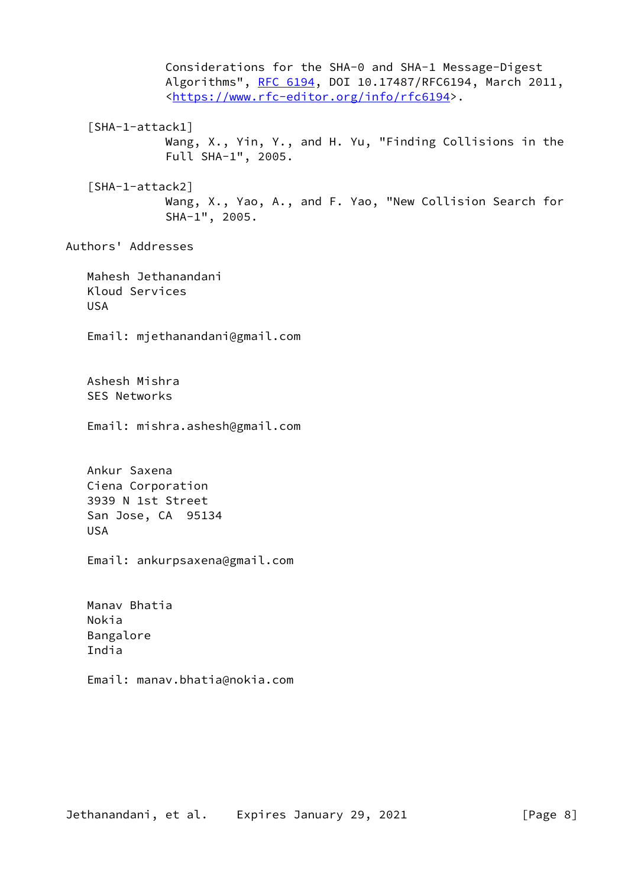Considerations for the SHA-0 and SHA-1 Message-Digest Algorithms", RFC 6194, DOI 10.17487/RFC6194, March 2011, <https://www.rfc-editor.org/info/rfc6194>.

[SHA-1-attack1]
Wang, X., Yin, Y., and H. Yu, "Finding Collisions in the Full SHA-1", 2005.

[SHA-1-attack2]
Wang, X., Yao, A., and F. Yao, "New Collision Search for SHA-1", 2005.

## Authors' Addresses

Mahesh Jethanandani
Kloud Services
USA

Email: mjethanandani@gmail.com

Ashesh Mishra
SES Networks

Email: mishra.ashesh@gmail.com

Ankur Saxena
Ciena Corporation
3939 N 1st Street
San Jose, CA  95134
USA

Email: ankurpsaxena@gmail.com

Manav Bhatia
Nokia
Bangalore
India

Email: manav.bhatia@nokia.com